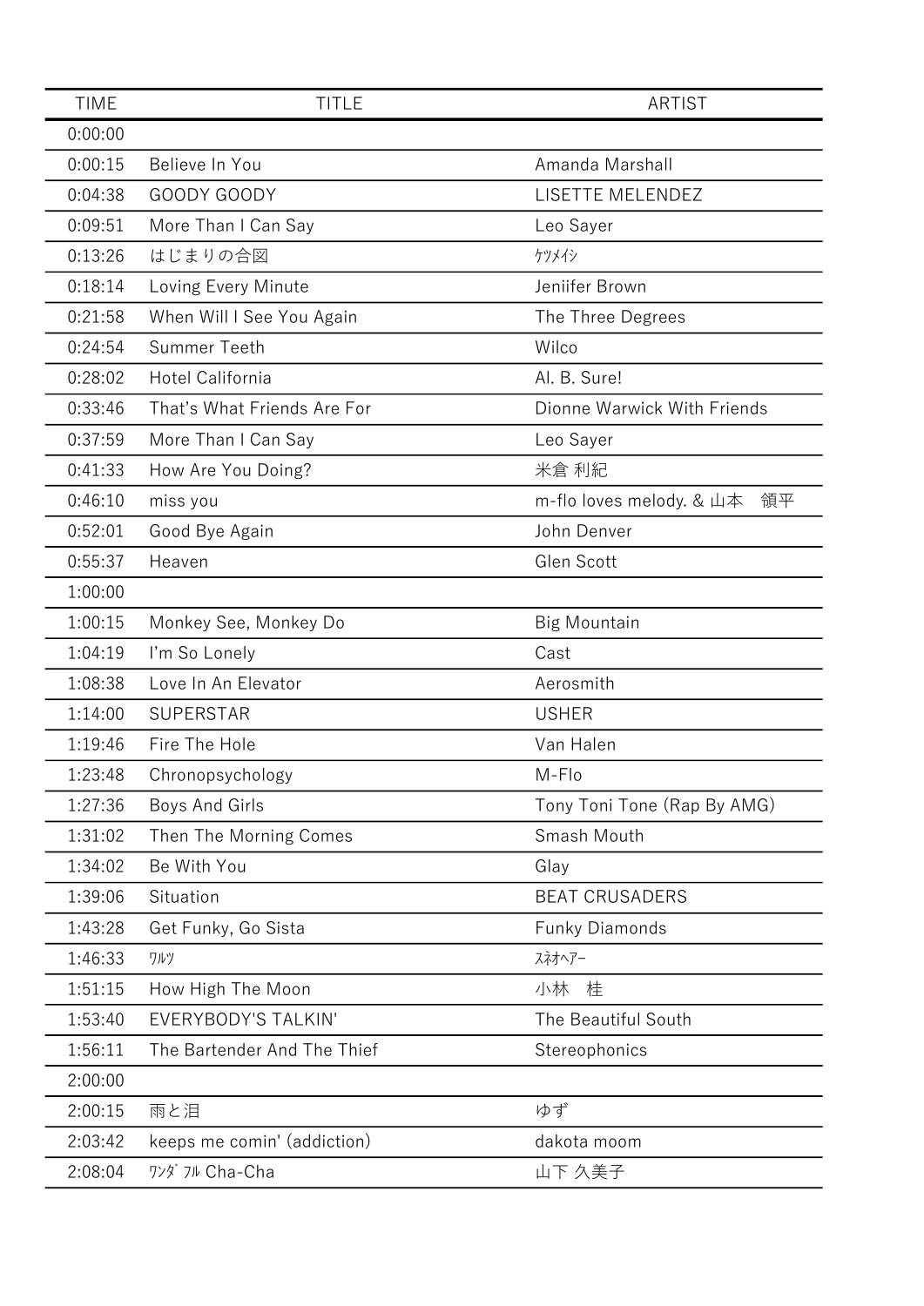| TIME | TITLE | ARTIST |
| --- | --- | --- |
| 0:00:00 | | |
| 0:00:15 | Believe In You | Amanda Marshall |
| 0:04:38 | GOODY GOODY | LISETTE MELENDEZ |
| 0:09:51 | More Than I Can Say | Leo Sayer |
| 0:13:26 | はじまりの合図 | ｹﾂﾒｲｼ |
| 0:18:14 | Loving Every Minute | Jeniifer Brown |
| 0:21:58 | When Will I See You Again | The Three Degrees |
| 0:24:54 | Summer Teeth | Wilco |
| 0:28:02 | Hotel California | Al. B. Sure! |
| 0:33:46 | That's What Friends Are For | Dionne Warwick With Friends |
| 0:37:59 | More Than I Can Say | Leo Sayer |
| 0:41:33 | How Are You Doing? | 米倉 利紀 |
| 0:46:10 | miss you | m-flo loves melody. & 山本　領平 |
| 0:52:01 | Good Bye Again | John Denver |
| 0:55:37 | Heaven | Glen Scott |
| 1:00:00 | | |
| 1:00:15 | Monkey See, Monkey Do | Big Mountain |
| 1:04:19 | I'm So Lonely | Cast |
| 1:08:38 | Love In An Elevator | Aerosmith |
| 1:14:00 | SUPERSTAR | USHER |
| 1:19:46 | Fire The Hole | Van Halen |
| 1:23:48 | Chronopsychology | M-Flo |
| 1:27:36 | Boys And Girls | Tony Toni Tone (Rap By AMG) |
| 1:31:02 | Then The Morning Comes | Smash Mouth |
| 1:34:02 | Be With You | Glay |
| 1:39:06 | Situation | BEAT CRUSADERS |
| 1:43:28 | Get Funky, Go Sista | Funky Diamonds |
| 1:46:33 | ﾜﾙﾂ | ｽﾈｵﾍｱｰ |
| 1:51:15 | How High The Moon | 小林　桂 |
| 1:53:40 | EVERYBODY'S TALKIN' | The Beautiful South |
| 1:56:11 | The Bartender And The Thief | Stereophonics |
| 2:00:00 | | |
| 2:00:15 | 雨と泪 | ゆず |
| 2:03:42 | keeps me comin' (addiction) | dakota moom |
| 2:08:04 | ﾜﾝﾀﾞﾌﾙ Cha-Cha | 山下 久美子 |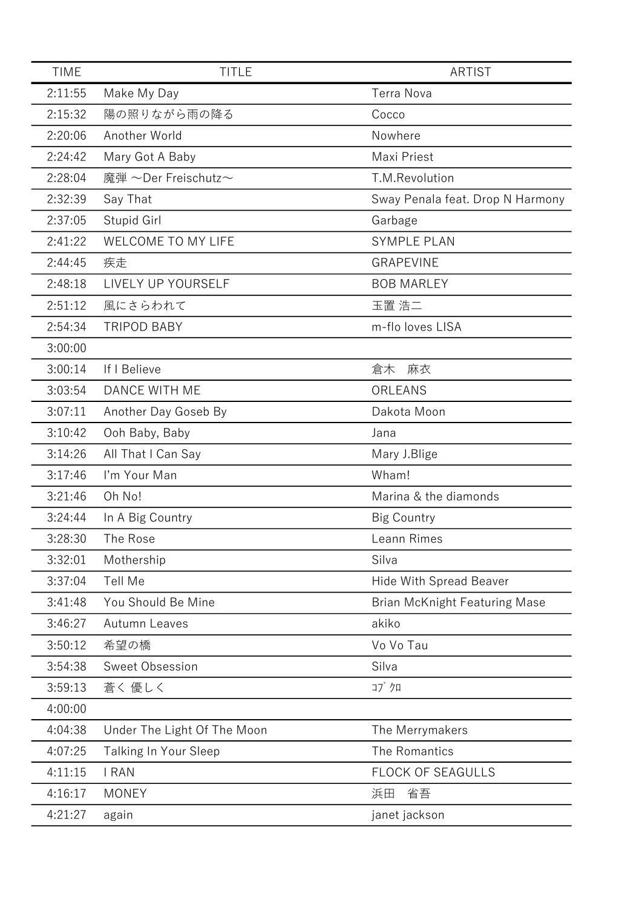| TIME | TITLE | ARTIST |
|---|---|---|
| 2:11:55 | Make My Day | Terra Nova |
| 2:15:32 | 陽の照りながら雨の降る | Cocco |
| 2:20:06 | Another World | Nowhere |
| 2:24:42 | Mary Got A Baby | Maxi Priest |
| 2:28:04 | 魔弾 ～Der Freischutz～ | T.M.Revolution |
| 2:32:39 | Say That | Sway Penala feat. Drop N Harmony |
| 2:37:05 | Stupid Girl | Garbage |
| 2:41:22 | WELCOME TO MY LIFE | SYMPLE PLAN |
| 2:44:45 | 疾走 | GRAPEVINE |
| 2:48:18 | LIVELY UP YOURSELF | BOB MARLEY |
| 2:51:12 | 風にさらわれて | 玉置 浩二 |
| 2:54:34 | TRIPOD BABY | m-flo loves LISA |
| 3:00:00 | | |
| 3:00:14 | If I Believe | 倉木　麻衣 |
| 3:03:54 | DANCE WITH ME | ORLEANS |
| 3:07:11 | Another Day Goseb By | Dakota Moon |
| 3:10:42 | Ooh Baby, Baby | Jana |
| 3:14:26 | All That I Can Say | Mary J.Blige |
| 3:17:46 | I'm Your Man | Wham! |
| 3:21:46 | Oh No! | Marina & the diamonds |
| 3:24:44 | In A Big Country | Big Country |
| 3:28:30 | The Rose | Leann Rimes |
| 3:32:01 | Mothership | Silva |
| 3:37:04 | Tell Me | Hide With Spread Beaver |
| 3:41:48 | You Should Be Mine | Brian McKnight Featuring Mase |
| 3:46:27 | Autumn Leaves | akiko |
| 3:50:12 | 希望の橋 | Vo Vo Tau |
| 3:54:38 | Sweet Obsession | Silva |
| 3:59:13 | 蒼く 優しく | ｺﾌﾞｸﾛ |
| 4:00:00 | | |
| 4:04:38 | Under The Light Of The Moon | The Merrymakers |
| 4:07:25 | Talking In Your Sleep | The Romantics |
| 4:11:15 | I RAN | FLOCK OF SEAGULLS |
| 4:16:17 | MONEY | 浜田　省吾 |
| 4:21:27 | again | janet jackson |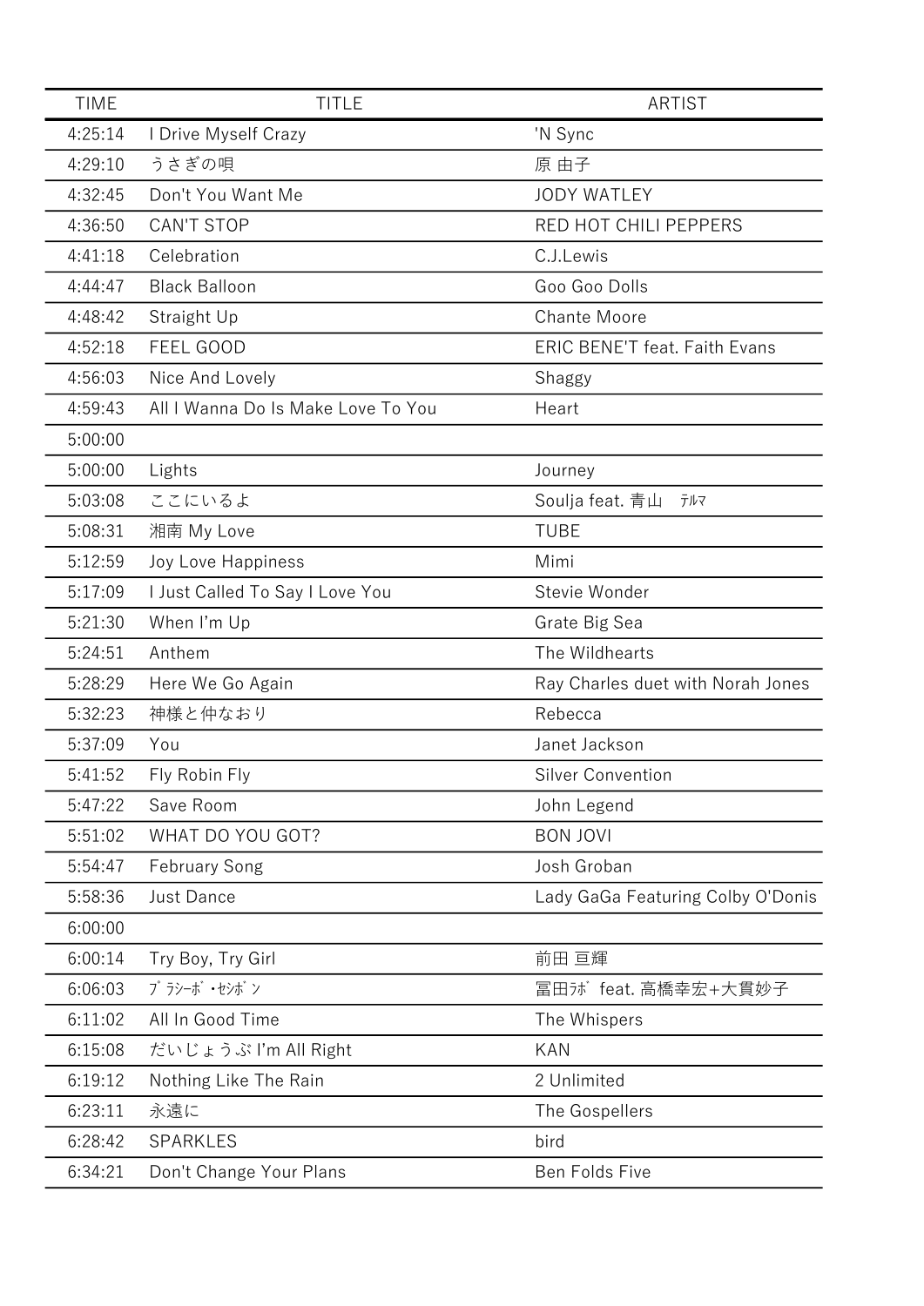| TIME | TITLE | ARTIST |
|---|---|---|
| 4:25:14 | I Drive Myself Crazy | 'N Sync |
| 4:29:10 | うさぎの唄 | 原 由子 |
| 4:32:45 | Don't You Want Me | JODY WATLEY |
| 4:36:50 | CAN'T STOP | RED HOT CHILI PEPPERS |
| 4:41:18 | Celebration | C.J.Lewis |
| 4:44:47 | Black Balloon | Goo Goo Dolls |
| 4:48:42 | Straight Up | Chante Moore |
| 4:52:18 | FEEL GOOD | ERIC BENE'T feat. Faith Evans |
| 4:56:03 | Nice And Lovely | Shaggy |
| 4:59:43 | All I Wanna Do Is Make Love To You | Heart |
| 5:00:00 | | |
| 5:00:00 | Lights | Journey |
| 5:03:08 | ここにいるよ | Soulja feat. 青山　ﾃﾙﾏ |
| 5:08:31 | 湘南 My Love | TUBE |
| 5:12:59 | Joy Love Happiness | Mimi |
| 5:17:09 | I Just Called To Say I Love You | Stevie Wonder |
| 5:21:30 | When I'm Up | Grate Big Sea |
| 5:24:51 | Anthem | The Wildhearts |
| 5:28:29 | Here We Go Again | Ray Charles duet with Norah Jones |
| 5:32:23 | 神様と仲なおり | Rebecca |
| 5:37:09 | You | Janet Jackson |
| 5:41:52 | Fly Robin Fly | Silver Convention |
| 5:47:22 | Save Room | John Legend |
| 5:51:02 | WHAT DO YOU GOT? | BON JOVI |
| 5:54:47 | February Song | Josh Groban |
| 5:58:36 | Just Dance | Lady GaGa Featuring Colby O'Donis |
| 6:00:00 | | |
| 6:00:14 | Try Boy, Try Girl | 前田 亘輝 |
| 6:06:03 | ﾌﾟﾗｼｰﾎﾞ・ｾｼﾎﾞﾝ | 冨田ﾗﾎﾞ feat. 高橋幸宏+大貫妙子 |
| 6:11:02 | All In Good Time | The Whispers |
| 6:15:08 | だいじょうぶ I'm All Right | KAN |
| 6:19:12 | Nothing Like The Rain | 2 Unlimited |
| 6:23:11 | 永遠に | The Gospellers |
| 6:28:42 | SPARKLES | bird |
| 6:34:21 | Don't Change Your Plans | Ben Folds Five |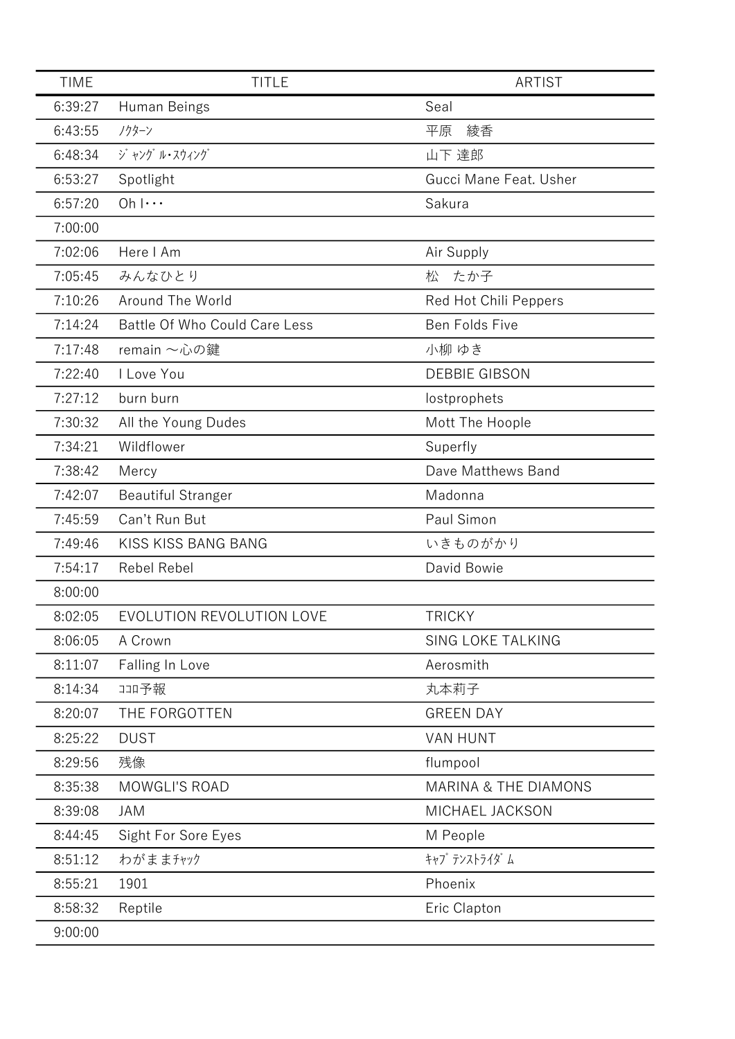| TIME | TITLE | ARTIST |
| --- | --- | --- |
| 6:39:27 | Human Beings | Seal |
| 6:43:55 | ﾉｸﾀｰﾝ | 平原　綾香 |
| 6:48:34 | ｼﾞｬﾝｸﾞﾙ･ｽｳｨﾝｸﾞ | 山下 達郎 |
| 6:53:27 | Spotlight | Gucci Mane Feat. Usher |
| 6:57:20 | Oh I･･･ | Sakura |
| 7:00:00 | | |
| 7:02:06 | Here I Am | Air Supply |
| 7:05:45 | みんなひとり | 松　たか子 |
| 7:10:26 | Around The World | Red Hot Chili Peppers |
| 7:14:24 | Battle Of Who Could Care Less | Ben Folds Five |
| 7:17:48 | remain ～心の鍵 | 小柳 ゆき |
| 7:22:40 | I Love You | DEBBIE GIBSON |
| 7:27:12 | burn burn | lostprophets |
| 7:30:32 | All the Young Dudes | Mott The Hoople |
| 7:34:21 | Wildflower | Superfly |
| 7:38:42 | Mercy | Dave Matthews Band |
| 7:42:07 | Beautiful Stranger | Madonna |
| 7:45:59 | Can't Run But | Paul Simon |
| 7:49:46 | KISS KISS BANG BANG | いきものがかり |
| 7:54:17 | Rebel Rebel | David Bowie |
| 8:00:00 | | |
| 8:02:05 | EVOLUTION REVOLUTION LOVE | TRICKY |
| 8:06:05 | A Crown | SING LOKE TALKING |
| 8:11:07 | Falling In Love | Aerosmith |
| 8:14:34 | ｺｺﾛ予報 | 丸本莉子 |
| 8:20:07 | THE FORGOTTEN | GREEN DAY |
| 8:25:22 | DUST | VAN HUNT |
| 8:29:56 | 残像 | flumpool |
| 8:35:38 | MOWGLI'S ROAD | MARINA & THE DIAMONS |
| 8:39:08 | JAM | MICHAEL JACKSON |
| 8:44:45 | Sight For Sore Eyes | M People |
| 8:51:12 | わがままﾁｬｯｸ | ｷｬﾌﾞﾃﾝｽﾄﾗｲﾀﾞﾑ |
| 8:55:21 | 1901 | Phoenix |
| 8:58:32 | Reptile | Eric Clapton |
| 9:00:00 | | |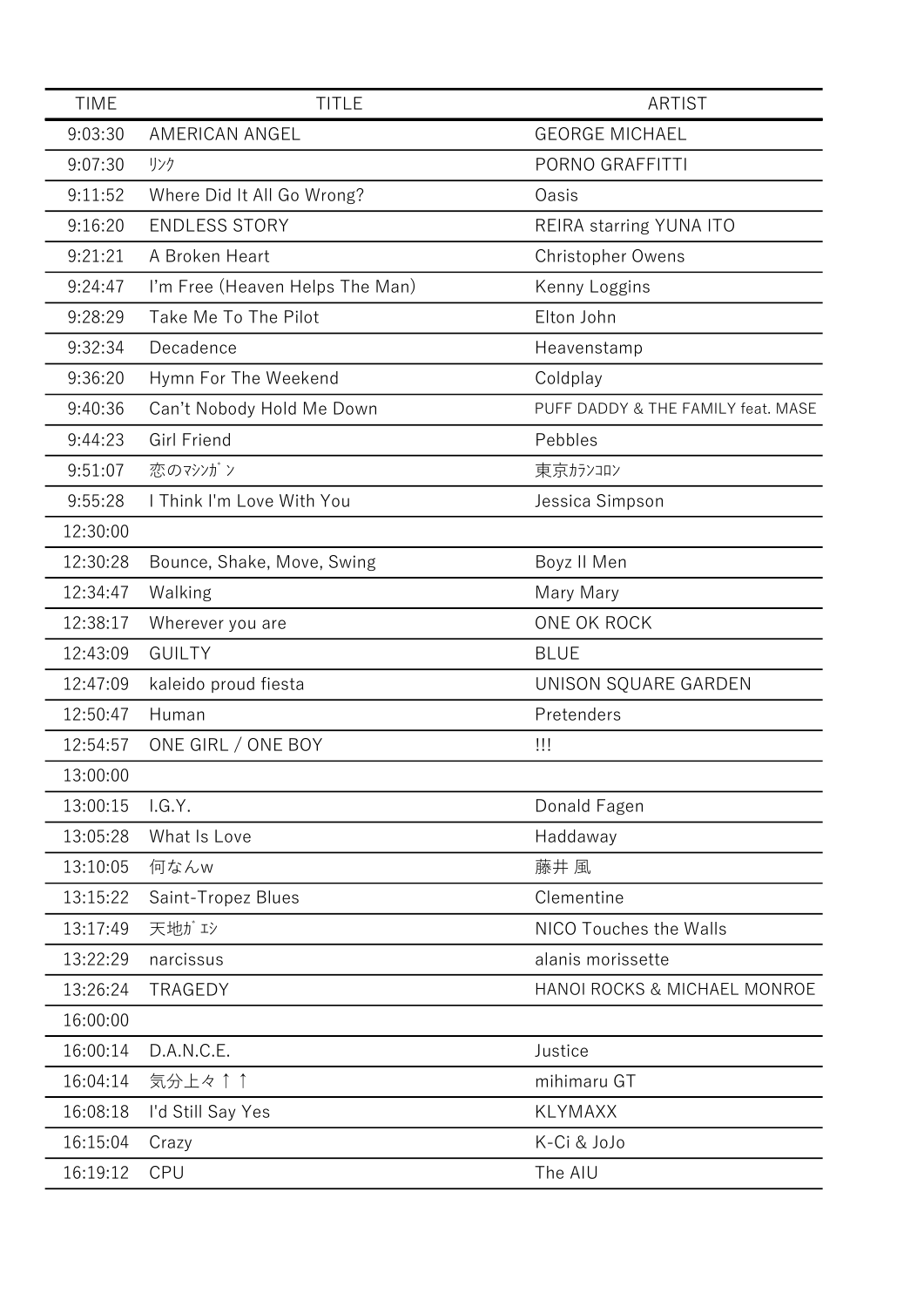| TIME | TITLE | ARTIST |
|---|---|---|
| 9:03:30 | AMERICAN ANGEL | GEORGE MICHAEL |
| 9:07:30 | ﾘﾝｸ | PORNO GRAFFITTI |
| 9:11:52 | Where Did It All Go Wrong? | Oasis |
| 9:16:20 | ENDLESS STORY | REIRA starring YUNA ITO |
| 9:21:21 | A Broken Heart | Christopher Owens |
| 9:24:47 | I'm Free (Heaven Helps The Man) | Kenny Loggins |
| 9:28:29 | Take Me To The Pilot | Elton John |
| 9:32:34 | Decadence | Heavenstamp |
| 9:36:20 | Hymn For The Weekend | Coldplay |
| 9:40:36 | Can't Nobody Hold Me Down | PUFF DADDY & THE FAMILY feat. MASE |
| 9:44:23 | Girl Friend | Pebbles |
| 9:51:07 | 恋のﾏｼﾝｶﾞﾝ | 東京ｶﾗﾝｺﾛﾝ |
| 9:55:28 | I Think I'm Love With You | Jessica Simpson |
| 12:30:00 | | |
| 12:30:28 | Bounce, Shake, Move, Swing | Boyz II Men |
| 12:34:47 | Walking | Mary Mary |
| 12:38:17 | Wherever you are | ONE OK ROCK |
| 12:43:09 | GUILTY | BLUE |
| 12:47:09 | kaleido proud fiesta | UNISON SQUARE GARDEN |
| 12:50:47 | Human | Pretenders |
| 12:54:57 | ONE GIRL / ONE BOY | !!! |
| 13:00:00 | | |
| 13:00:15 | I.G.Y. | Donald Fagen |
| 13:05:28 | What Is Love | Haddaway |
| 13:10:05 | 何なんw | 藤井 風 |
| 13:15:22 | Saint-Tropez Blues | Clementine |
| 13:17:49 | 天地ｶﾞｴｼ | NICO Touches the Walls |
| 13:22:29 | narcissus | alanis morissette |
| 13:26:24 | TRAGEDY | HANOI ROCKS & MICHAEL MONROE |
| 16:00:00 | | |
| 16:00:14 | D.A.N.C.E. | Justice |
| 16:04:14 | 気分上々↑↑ | mihimaru GT |
| 16:08:18 | I'd Still Say Yes | KLYMAXX |
| 16:15:04 | Crazy | K-Ci & JoJo |
| 16:19:12 | CPU | The AIU |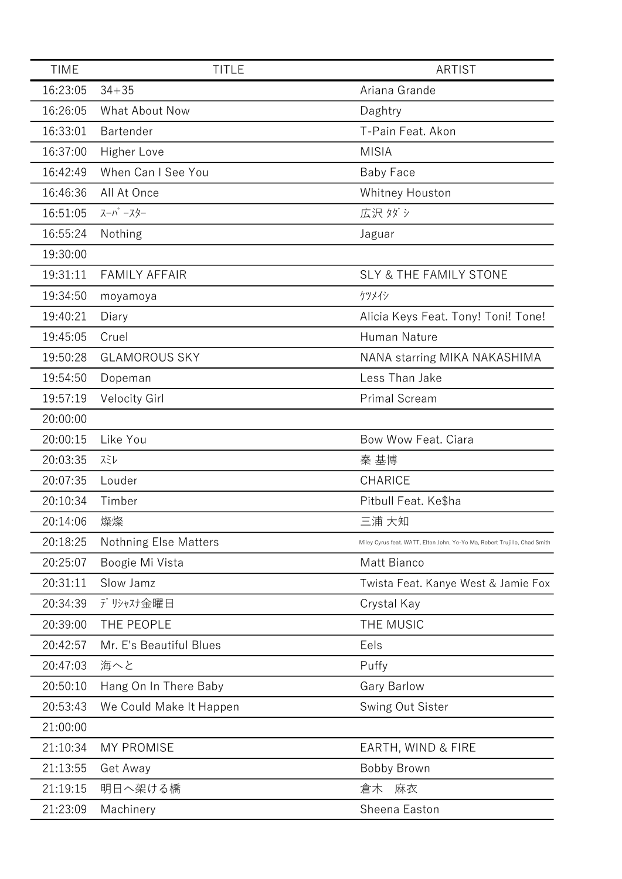| TIME | TITLE | ARTIST |
| --- | --- | --- |
| 16:23:05 | 34+35 | Ariana Grande |
| 16:26:05 | What About Now | Daghtry |
| 16:33:01 | Bartender | T-Pain Feat. Akon |
| 16:37:00 | Higher Love | MISIA |
| 16:42:49 | When Can I See You | Baby Face |
| 16:46:36 | All At Once | Whitney Houston |
| 16:51:05 | ｽｰﾊﾟｰｽﾀｰ | 広沢 ﾀﾀﾞｼ |
| 16:55:24 | Nothing | Jaguar |
| 19:30:00 | | |
| 19:31:11 | FAMILY AFFAIR | SLY & THE FAMILY STONE |
| 19:34:50 | moyamoya | ｹﾂﾒｲｼ |
| 19:40:21 | Diary | Alicia Keys Feat. Tony! Toni! Tone! |
| 19:45:05 | Cruel | Human Nature |
| 19:50:28 | GLAMOROUS SKY | NANA starring MIKA NAKASHIMA |
| 19:54:50 | Dopeman | Less Than Jake |
| 19:57:19 | Velocity Girl | Primal Scream |
| 20:00:00 | | |
| 20:00:15 | Like You | Bow Wow Feat. Ciara |
| 20:03:35 | ｽﾐﾚ | 秦 基博 |
| 20:07:35 | Louder | CHARICE |
| 20:10:34 | Timber | Pitbull Feat. Ke$ha |
| 20:14:06 | 燦燦 | 三浦 大知 |
| 20:18:25 | Nothning Else Matters | Miley Cyrus feat. WATT, Elton John, Yo-Yo Ma, Robert Trujillo, Chad Smith |
| 20:25:07 | Boogie Mi Vista | Matt Bianco |
| 20:31:11 | Slow Jamz | Twista Feat. Kanye West & Jamie Fox |
| 20:34:39 | ﾃﾞﾘｼｬｽﾅ金曜日 | Crystal Kay |
| 20:39:00 | THE PEOPLE | THE MUSIC |
| 20:42:57 | Mr. E's Beautiful Blues | Eels |
| 20:47:03 | 海へと | Puffy |
| 20:50:10 | Hang On In There Baby | Gary Barlow |
| 20:53:43 | We Could Make It Happen | Swing Out Sister |
| 21:00:00 | | |
| 21:10:34 | MY PROMISE | EARTH, WIND & FIRE |
| 21:13:55 | Get Away | Bobby Brown |
| 21:19:15 | 明日へ架ける橋 | 倉木　麻衣 |
| 21:23:09 | Machinery | Sheena Easton |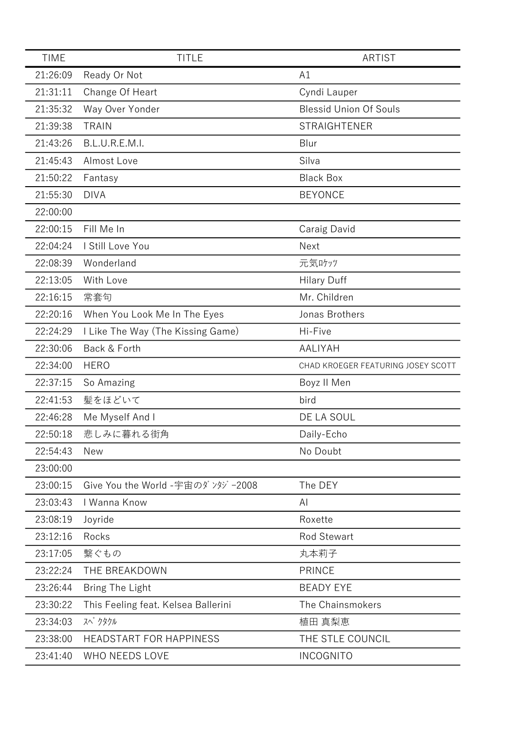| TIME | TITLE | ARTIST |
| --- | --- | --- |
| 21:26:09 | Ready Or Not | A1 |
| 21:31:11 | Change Of Heart | Cyndi Lauper |
| 21:35:32 | Way Over Yonder | Blessid Union Of Souls |
| 21:39:38 | TRAIN | STRAIGHTENER |
| 21:43:26 | B.L.U.R.E.M.I. | Blur |
| 21:45:43 | Almost Love | Silva |
| 21:50:22 | Fantasy | Black Box |
| 21:55:30 | DIVA | BEYONCE |
| 22:00:00 | | |
| 22:00:15 | Fill Me In | Caraig David |
| 22:04:24 | I Still Love You | Next |
| 22:08:39 | Wonderland | 元気ﾛｹｯﾂ |
| 22:13:05 | With Love | Hilary Duff |
| 22:16:15 | 常套句 | Mr. Children |
| 22:20:16 | When You Look Me In The Eyes | Jonas Brothers |
| 22:24:29 | I Like The Way (The Kissing Game) | Hi-Five |
| 22:30:06 | Back & Forth | AALIYAH |
| 22:34:00 | HERO | CHAD KROEGER FEATURING JOSEY SCOTT |
| 22:37:15 | So Amazing | Boyz II Men |
| 22:41:53 | 髪をほどいて | bird |
| 22:46:28 | Me Myself And I | DE LA SOUL |
| 22:50:18 | 悲しみに暮れる街角 | Daily-Echo |
| 22:54:43 | New | No Doubt |
| 23:00:00 | | |
| 23:00:15 | Give You the World -宇宙のﾀﾞﾝﾀｼﾞ-2008 | The DEY |
| 23:03:43 | I Wanna Know | AI |
| 23:08:19 | Joyride | Roxette |
| 23:12:16 | Rocks | Rod Stewart |
| 23:17:05 | 繋ぐもの | 丸本莉子 |
| 23:22:24 | THE BREAKDOWN | PRINCE |
| 23:26:44 | Bring The Light | BEADY EYE |
| 23:30:22 | This Feeling feat. Kelsea Ballerini | The Chainsmokers |
| 23:34:03 | ｽﾍﾟｸﾀｸﾙ | 植田 真梨恵 |
| 23:38:00 | HEADSTART FOR HAPPINESS | THE STLE COUNCIL |
| 23:41:40 | WHO NEEDS LOVE | INCOGNITO |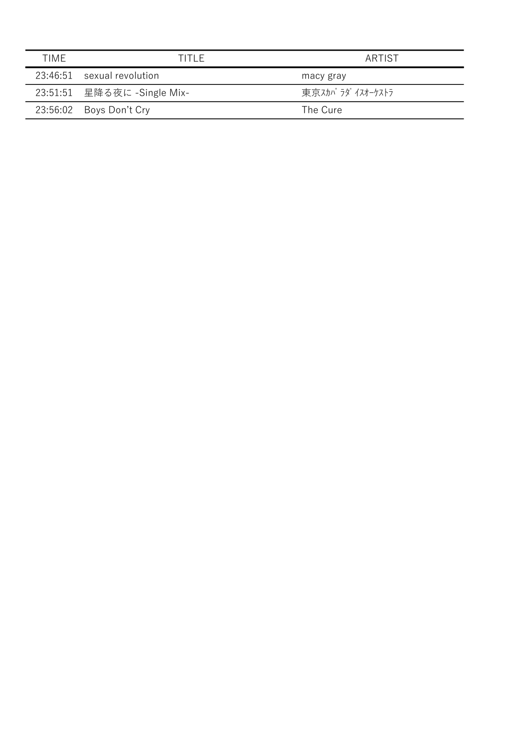| TIME | TITLE | ARTIST |
|---|---|---|
| 23:46:51 | sexual revolution | macy gray |
| 23:51:51 | 星降る夜に -Single Mix- | 東京ｽｶﾊﾟﾗﾀﾞｲｽｵｰｹｽﾄﾗ |
| 23:56:02 | Boys Don't Cry | The Cure |